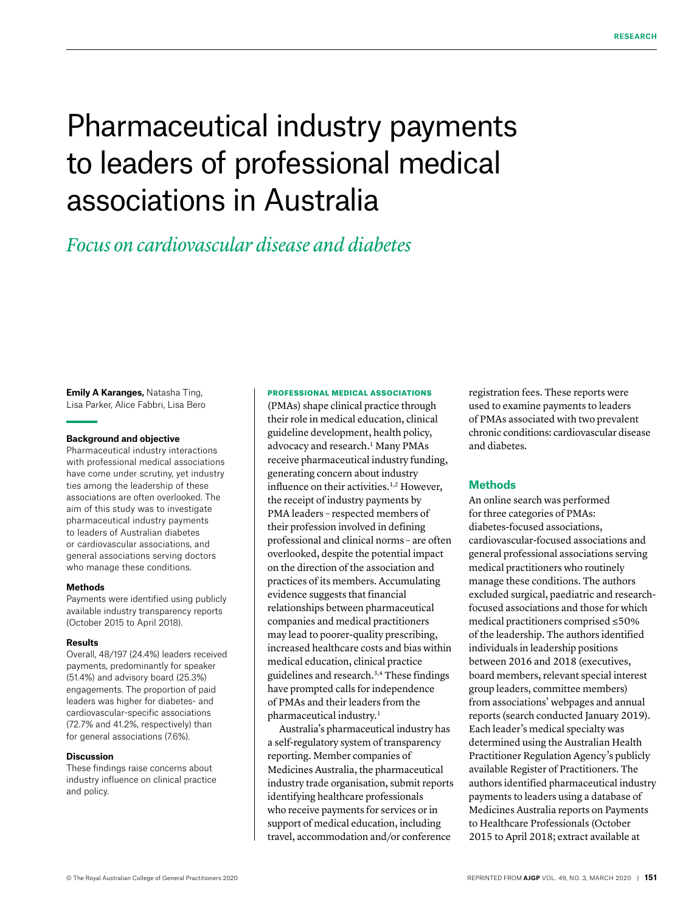# Pharmaceutical industry payments to leaders of professional medical associations in Australia

## *Focus on cardiovascular disease and diabetes*

**Emily A Karanges,** Natasha Ting, Lisa Parker, Alice Fabbri, Lisa Bero

### Background and objective

Pharmaceutical industry interactions with professional medical associations have come under scrutiny, yet industry ties among the leadership of these associations are often overlooked. The aim of this study was to investigate pharmaceutical industry payments to leaders of Australian diabetes or cardiovascular associations, and general associations serving doctors who manage these conditions.

### Methods

Payments were identified using publicly available industry transparency reports (October 2015 to April 2018).

### Results

Overall, 48/197 (24.4%) leaders received payments, predominantly for speaker (51.4%) and advisory board (25.3%) engagements. The proportion of paid leaders was higher for diabetes- and cardiovascular-specific associations (72.7% and 41.2%, respectively) than for general associations (7.6%).

### Discussion

These findings raise concerns about industry influence on clinical practice and policy.

PROFESSIONAL MEDICAL ASSOCIATIONS (PMAs) shape clinical practice through their role in medical education, clinical guideline development, health policy, advocacy and research.[1] Many PMAs receive pharmaceutical industry funding, generating concern about industry influence on their activities.[1,2] However, the receipt of industry payments by PMA leaders – respected members of their profession involved in defining professional and clinical norms – are often overlooked, despite the potential impact on the direction of the association and practices of its members. Accumulating evidence suggests that financial relationships between pharmaceutical companies and medical practitioners may lead to poorer-quality prescribing, increased healthcare costs and bias within medical education, clinical practice guidelines and research.[3,4] These findings have prompted calls for independence of PMAs and their leaders from the pharmaceutical industry.[1]

Australia's pharmaceutical industry has a self-regulatory system of transparency reporting. Member companies of Medicines Australia, the pharmaceutical industry trade organisation, submit reports identifying healthcare professionals who receive payments for services or in support of medical education, including travel, accommodation and/or conference registration fees. These reports were used to examine payments to leaders of PMAs associated with two prevalent chronic conditions: cardiovascular disease and diabetes.

## Methods

An online search was performed for three categories of PMAs: diabetes-focused associations, cardiovascular-focused associations and general professional associations serving medical practitioners who routinely manage these conditions. The authors excluded surgical, paediatric and research-focused associations and those for which medical practitioners comprised ≤50% of the leadership. The authors identified individuals in leadership positions between 2016 and 2018 (executives, board members, relevant special interest group leaders, committee members) from associations' webpages and annual reports (search conducted January 2019). Each leader's medical specialty was determined using the Australian Health Practitioner Regulation Agency's publicly available Register of Practitioners. The authors identified pharmaceutical industry payments to leaders using a database of Medicines Australia reports on Payments to Healthcare Professionals (October 2015 to April 2018; extract available at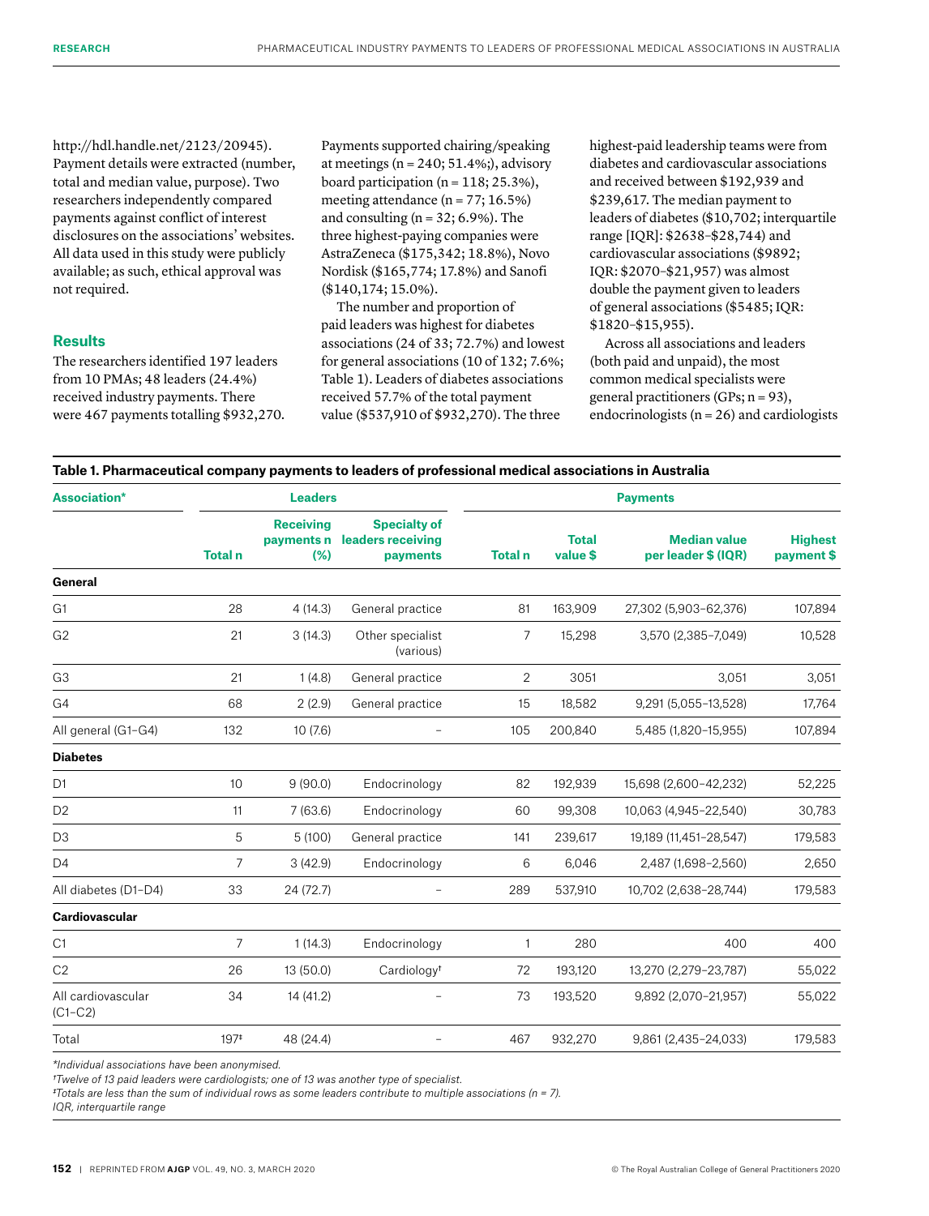http://hdl.handle.net/2123/20945). Payment details were extracted (number, total and median value, purpose). Two researchers independently compared payments against conflict of interest disclosures on the associations' websites. All data used in this study were publicly available; as such, ethical approval was not required.

## Results

The researchers identified 197 leaders from 10 PMAs; 48 leaders (24.4%) received industry payments. There were 467 payments totalling $932,270. Payments supported chairing/speaking at meetings (n = 240; 51.4%;), advisory board participation (n = 118; 25.3%), meeting attendance (n = 77; 16.5%) and consulting (n = 32; 6.9%). The three highest-paying companies were AstraZeneca ($175,342; 18.8%), Novo Nordisk ($165,774; 17.8%) and Sanofi ($140,174; 15.0%).

The number and proportion of paid leaders was highest for diabetes associations (24 of 33; 72.7%) and lowest for general associations (10 of 132; 7.6%; Table 1). Leaders of diabetes associations received 57.7% of the total payment value ($537,910 of $932,270). The three highest-paid leadership teams were from diabetes and cardiovascular associations and received between $192,939 and $239,617. The median payment to leaders of diabetes ($10,702; interquartile range [IQR]: $2638–$28,744) and cardiovascular associations ($9892; IQR: $2070–$21,957) was almost double the payment given to leaders of general associations ($5485; IQR: $1820–$15,955).

Across all associations and leaders (both paid and unpaid), the most common medical specialists were general practitioners (GPs; n = 93), endocrinologists (n = 26) and cardiologists

**Table 1. Pharmaceutical company payments to leaders of professional medical associations in Australia**

| Association* | Leaders | | | Payments | | | |
|---|---|---|---|---|---|---|---|
| | Total n | Receiving payments n (%) | Specialty of leaders receiving payments | Total n | Total value $ | Median value per leader $ (IQR) | Highest payment $ |
| **General** | | | | | | | |
| G1 | 28 | 4 (14.3) | General practice | 81 | 163,909 | 27,302 (5,903–62,376) | 107,894 |
| G2 | 21 | 3 (14.3) | Other specialist (various) | 7 | 15,298 | 3,570 (2,385–7,049) | 10,528 |
| G3 | 21 | 1 (4.8) | General practice | 2 | 3051 | 3,051 | 3,051 |
| G4 | 68 | 2 (2.9) | General practice | 15 | 18,582 | 9,291 (5,055–13,528) | 17,764 |
| All general (G1–G4) | 132 | 10 (7.6) | – | 105 | 200,840 | 5,485 (1,820–15,955) | 107,894 |
| **Diabetes** | | | | | | | |
| D1 | 10 | 9 (90.0) | Endocrinology | 82 | 192,939 | 15,698 (2,600–42,232) | 52,225 |
| D2 | 11 | 7 (63.6) | Endocrinology | 60 | 99,308 | 10,063 (4,945–22,540) | 30,783 |
| D3 | 5 | 5 (100) | General practice | 141 | 239,617 | 19,189 (11,451–28,547) | 179,583 |
| D4 | 7 | 3 (42.9) | Endocrinology | 6 | 6,046 | 2,487 (1,698–2,560) | 2,650 |
| All diabetes (D1–D4) | 33 | 24 (72.7) | – | 289 | 537,910 | 10,702 (2,638–28,744) | 179,583 |
| **Cardiovascular** | | | | | | | |
| C1 | 7 | 1 (14.3) | Endocrinology | 1 | 280 | 400 | 400 |
| C2 | 26 | 13 (50.0) | Cardiology[†] | 72 | 193,120 | 13,270 (2,279–23,787) | 55,022 |
| All cardiovascular (C1–C2) | 34 | 14 (41.2) | – | 73 | 193,520 | 9,892 (2,070–21,957) | 55,022 |
| Total | 197[‡] | 48 (24.4) | – | 467 | 932,270 | 9,861 (2,435–24,033) | 179,583 |

*\*Individual associations have been anonymised.*
*[†]Twelve of 13 paid leaders were cardiologists; one of 13 was another type of specialist.*
*[‡]Totals are less than the sum of individual rows as some leaders contribute to multiple associations (n = 7).*
*IQR, interquartile range*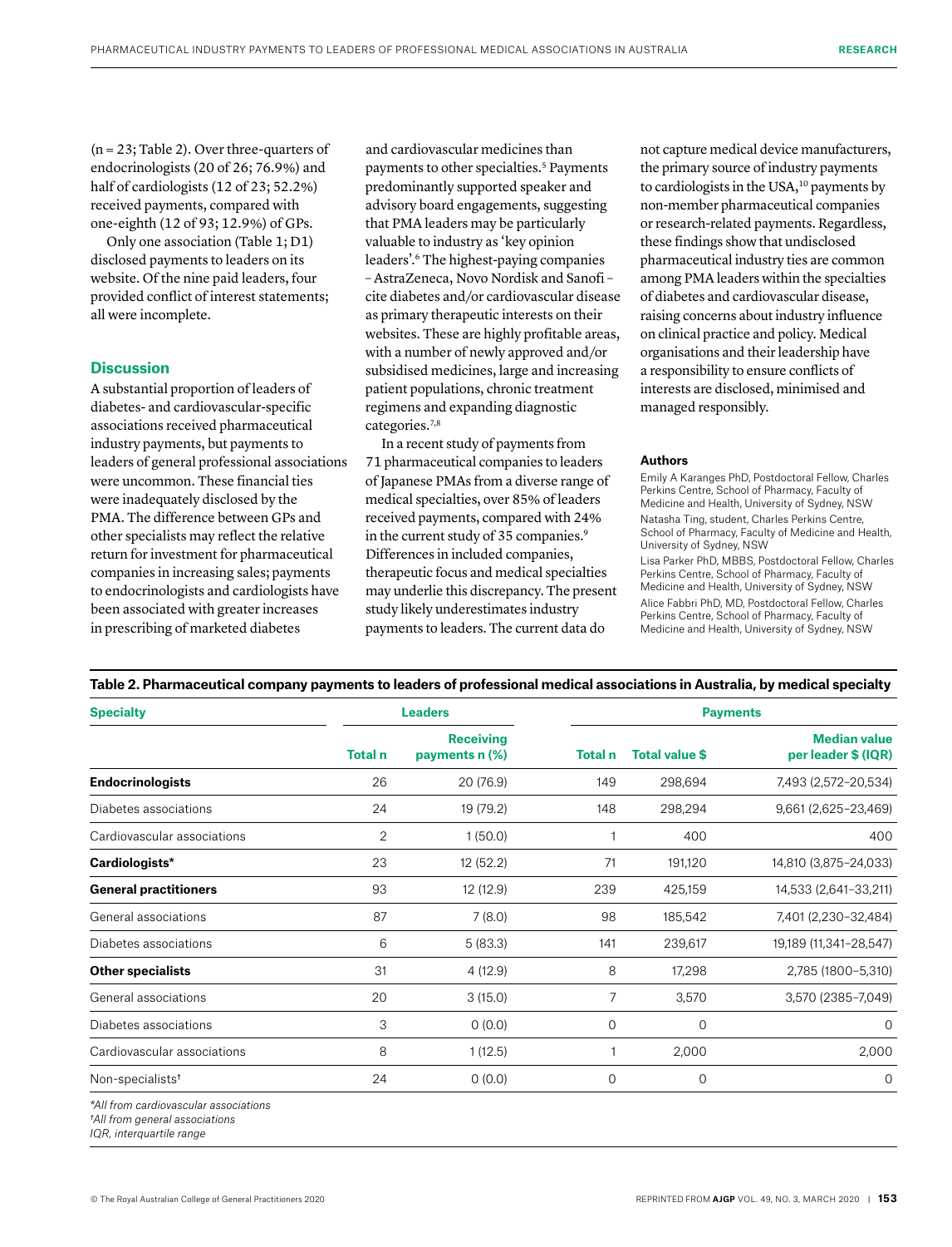(n = 23; Table 2). Over three-quarters of endocrinologists (20 of 26; 76.9%) and half of cardiologists (12 of 23; 52.2%) received payments, compared with one-eighth (12 of 93; 12.9%) of GPs.

Only one association (Table 1; D1) disclosed payments to leaders on its website. Of the nine paid leaders, four provided conflict of interest statements; all were incomplete.

## Discussion

A substantial proportion of leaders of diabetes- and cardiovascular-specific associations received pharmaceutical industry payments, but payments to leaders of general professional associations were uncommon. These financial ties were inadequately disclosed by the PMA. The difference between GPs and other specialists may reflect the relative return for investment for pharmaceutical companies in increasing sales; payments to endocrinologists and cardiologists have been associated with greater increases in prescribing of marketed diabetes and cardiovascular medicines than payments to other specialties.[5] Payments predominantly supported speaker and advisory board engagements, suggesting that PMA leaders may be particularly valuable to industry as 'key opinion leaders'.[6] The highest-paying companies – AstraZeneca, Novo Nordisk and Sanofi – cite diabetes and/or cardiovascular disease as primary therapeutic interests on their websites. These are highly profitable areas, with a number of newly approved and/or subsidised medicines, large and increasing patient populations, chronic treatment regimens and expanding diagnostic categories.[7,8]

In a recent study of payments from 71 pharmaceutical companies to leaders of Japanese PMAs from a diverse range of medical specialties, over 85% of leaders received payments, compared with 24% in the current study of 35 companies.[9] Differences in included companies, therapeutic focus and medical specialties may underlie this discrepancy. The present study likely underestimates industry payments to leaders. The current data do not capture medical device manufacturers, the primary source of industry payments to cardiologists in the USA,[10] payments by non-member pharmaceutical companies or research-related payments. Regardless, these findings show that undisclosed pharmaceutical industry ties are common among PMA leaders within the specialties of diabetes and cardiovascular disease, raising concerns about industry influence on clinical practice and policy. Medical organisations and their leadership have a responsibility to ensure conflicts of interests are disclosed, minimised and managed responsibly.

### Authors

Emily A Karanges PhD, Postdoctoral Fellow, Charles Perkins Centre, School of Pharmacy, Faculty of Medicine and Health, University of Sydney, NSW

Natasha Ting, student, Charles Perkins Centre, School of Pharmacy, Faculty of Medicine and Health, University of Sydney, NSW

Lisa Parker PhD, MBBS, Postdoctoral Fellow, Charles Perkins Centre, School of Pharmacy, Faculty of Medicine and Health, University of Sydney, NSW

Alice Fabbri PhD, MD, Postdoctoral Fellow, Charles Perkins Centre, School of Pharmacy, Faculty of Medicine and Health, University of Sydney, NSW

**Table 2. Pharmaceutical company payments to leaders of professional medical associations in Australia, by medical specialty**

| Specialty | Leaders | | Payments | | |
|---|---|---|---|---|---|
| | Total n | Receiving payments n (%) | Total n | Total value $ | Median value per leader $ (IQR) |
| **Endocrinologists** | 26 | 20 (76.9) | 149 | 298,694 | 7,493 (2,572–20,534) |
| Diabetes associations | 24 | 19 (79.2) | 148 | 298,294 | 9,661 (2,625–23,469) |
| Cardiovascular associations | 2 | 1 (50.0) | 1 | 400 | 400 |
| **Cardiologists*** | 23 | 12 (52.2) | 71 | 191,120 | 14,810 (3,875–24,033) |
| **General practitioners** | 93 | 12 (12.9) | 239 | 425,159 | 14,533 (2,641–33,211) |
| General associations | 87 | 7 (8.0) | 98 | 185,542 | 7,401 (2,230–32,484) |
| Diabetes associations | 6 | 5 (83.3) | 141 | 239,617 | 19,189 (11,341–28,547) |
| **Other specialists** | 31 | 4 (12.9) | 8 | 17,298 | 2,785 (1800–5,310) |
| General associations | 20 | 3 (15.0) | 7 | 3,570 | 3,570 (2385–7,049) |
| Diabetes associations | 3 | 0 (0.0) | 0 | 0 | 0 |
| Cardiovascular associations | 8 | 1 (12.5) | 1 | 2,000 | 2,000 |
| Non-specialists† | 24 | 0 (0.0) | 0 | 0 | 0 |

*All from cardiovascular associations*
*†All from general associations*
*IQR, interquartile range*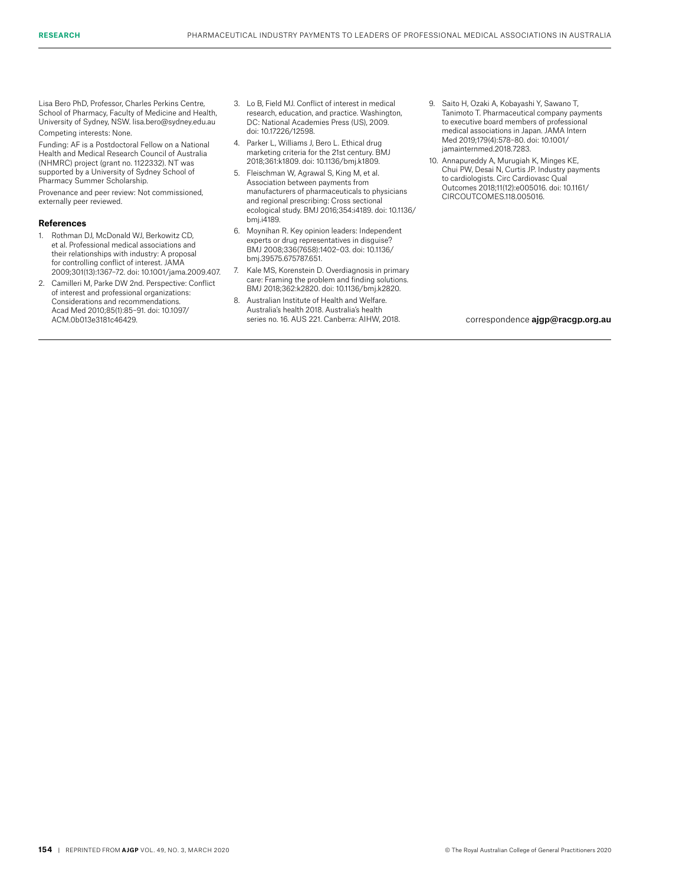Lisa Bero PhD, Professor, Charles Perkins Centre, School of Pharmacy, Faculty of Medicine and Health, University of Sydney, NSW. lisa.bero@sydney.edu.au

Competing interests: None.

Funding: AF is a Postdoctoral Fellow on a National Health and Medical Research Council of Australia (NHMRC) project (grant no. 1122332). NT was supported by a University of Sydney School of Pharmacy Summer Scholarship.

Provenance and peer review: Not commissioned, externally peer reviewed.

### References

1. Rothman DJ, McDonald WJ, Berkowitz CD, et al. Professional medical associations and their relationships with industry: A proposal for controlling conflict of interest. JAMA 2009;301(13):1367–72. doi: 10.1001/jama.2009.407.
2. Camilleri M, Parke DW 2nd. Perspective: Conflict of interest and professional organizations: Considerations and recommendations. Acad Med 2010;85(1):85–91. doi: 10.1097/ACM.0b013e3181c46429.
3. Lo B, Field MJ. Conflict of interest in medical research, education, and practice. Washington, DC: National Academies Press (US), 2009. doi: 10.17226/12598.
4. Parker L, Williams J, Bero L. Ethical drug marketing criteria for the 21st century. BMJ 2018;361:k1809. doi: 10.1136/bmj.k1809.
5. Fleischman W, Agrawal S, King M, et al. Association between payments from manufacturers of pharmaceuticals to physicians and regional prescribing: Cross sectional ecological study. BMJ 2016;354:i4189. doi: 10.1136/bmj.i4189.
6. Moynihan R. Key opinion leaders: Independent experts or drug representatives in disguise? BMJ 2008;336(7658):1402–03. doi: 10.1136/bmj.39575.675787.651.
7. Kale MS, Korenstein D. Overdiagnosis in primary care: Framing the problem and finding solutions. BMJ 2018;362:k2820. doi: 10.1136/bmj.k2820.
8. Australian Institute of Health and Welfare. Australia's health 2018. Australia's health series no. 16. AUS 221. Canberra: AIHW, 2018.
9. Saito H, Ozaki A, Kobayashi Y, Sawano T, Tanimoto T. Pharmaceutical company payments to executive board members of professional medical associations in Japan. JAMA Intern Med 2019;179(4):578–80. doi: 10.1001/jamainternmed.2018.7283.
10. Annapureddy A, Murugiah K, Minges KE, Chui PW, Desai N, Curtis JP. Industry payments to cardiologists. Circ Cardiovasc Qual Outcomes 2018;11(12):e005016. doi: 10.1161/CIRCOUTCOMES.118.005016.

correspondence **ajgp@racgp.org.au**